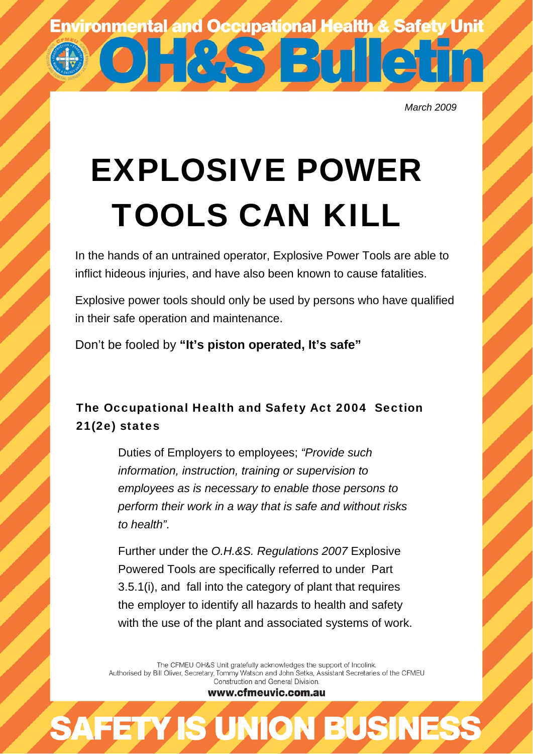Environmental and Occupational Health & Safety Unit

# OH&S Bulletin

*March 2009*

# EXPLOSIVE POWER TOOLS CAN KILL

In the hands of an untrained operator, Explosive Power Tools are able to inflict hideous injuries, and have also been known to cause fatalities.

Explosive power tools should only be used by persons who have qualified in their safe operation and maintenance.

Don't be fooled by **"It's piston operated, It's safe"**

### The Occupational Health and Safety Act 2004 Section 21(2e) states

> Duties of Employers to employees; *"Provide such information, instruction, training or supervision to employees as is necessary to enable those persons to perform their work in a way that is safe and without risks to health".*
>
> Further under the *O.H.&S. Regulations 2007* Explosive Powered Tools are specifically referred to under Part 3.5.1(i), and fall into the category of plant that requires the employer to identify all hazards to health and safety with the use of the plant and associated systems of work.

The CFMEU OH&S Unit gratefully acknowledges the support of Incolink.
Authorised by Bill Oliver, Secretary, Tommy Watson and John Setka, Assistant Secretaries of the CFMEU Construction and General Division.

**www.cfmeuvic.com.au**

SAFETY IS UNION BUSINESS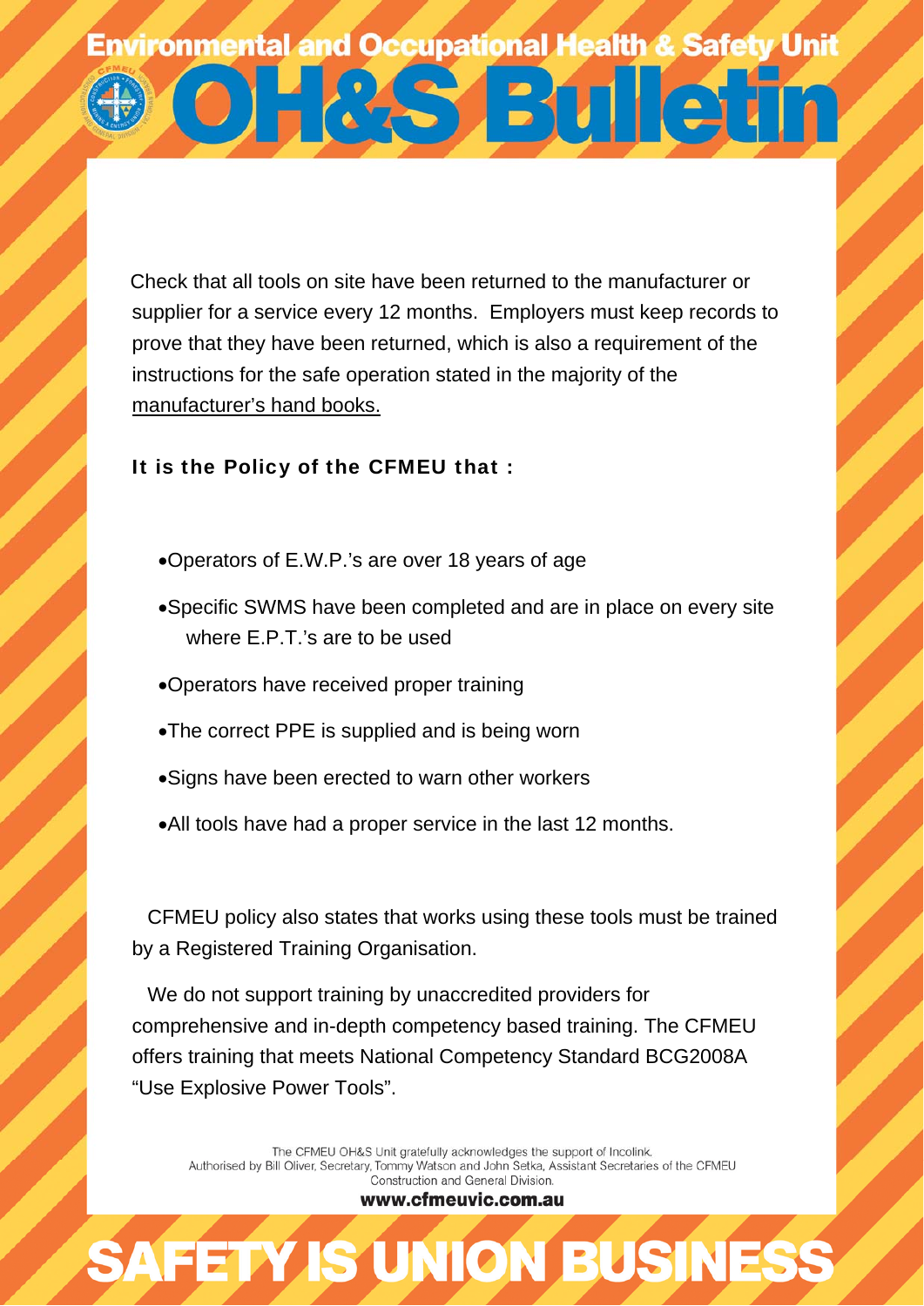# Environmental and Occupational Health & Safety Unit

# OH&S Bulletin

Check that all tools on site have been returned to the manufacturer or supplier for a service every 12 months. Employers must keep records to prove that they have been returned, which is also a requirement of the instructions for the safe operation stated in the majority of the manufacturer's hand books.

**It is the Policy of the CFMEU that :**

- Operators of E.W.P.'s are over 18 years of age
- Specific SWMS have been completed and are in place on every site where E.P.T.'s are to be used
- Operators have received proper training
- The correct PPE is supplied and is being worn
- Signs have been erected to warn other workers
- All tools have had a proper service in the last 12 months.

CFMEU policy also states that works using these tools must be trained by a Registered Training Organisation.

We do not support training by unaccredited providers for comprehensive and in-depth competency based training. The CFMEU offers training that meets National Competency Standard BCG2008A "Use Explosive Power Tools".

The CFMEU OH&S Unit gratefully acknowledges the support of Incolink.
Authorised by Bill Oliver, Secretary, Tommy Watson and John Setka, Assistant Secretaries of the CFMEU Construction and General Division.

**www.cfmeuvic.com.au**

# SAFETY IS UNION BUSINESS